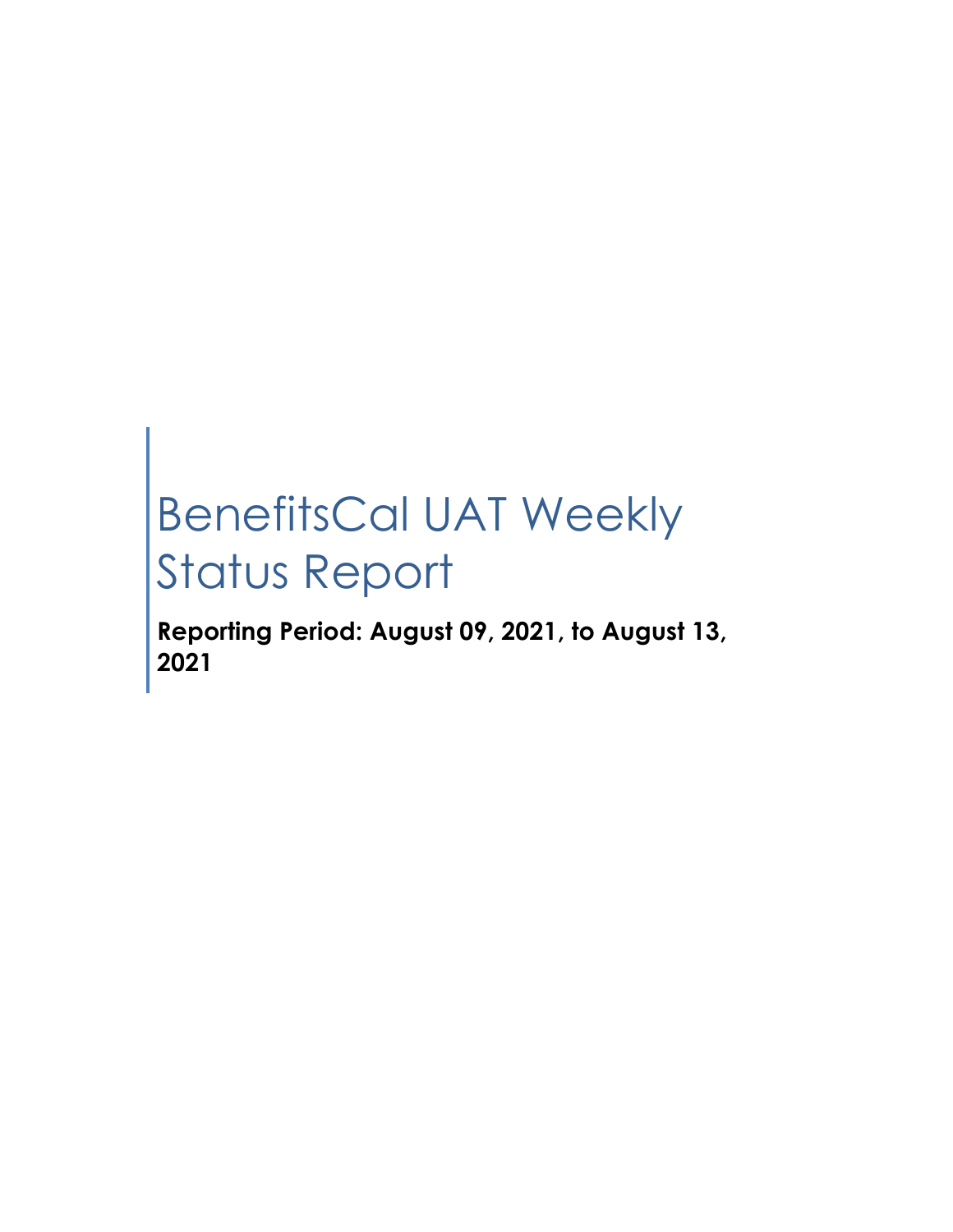# BenefitsCal UAT Weekly Status Report

**Reporting Period: August 09, 2021, to August 13, 2021**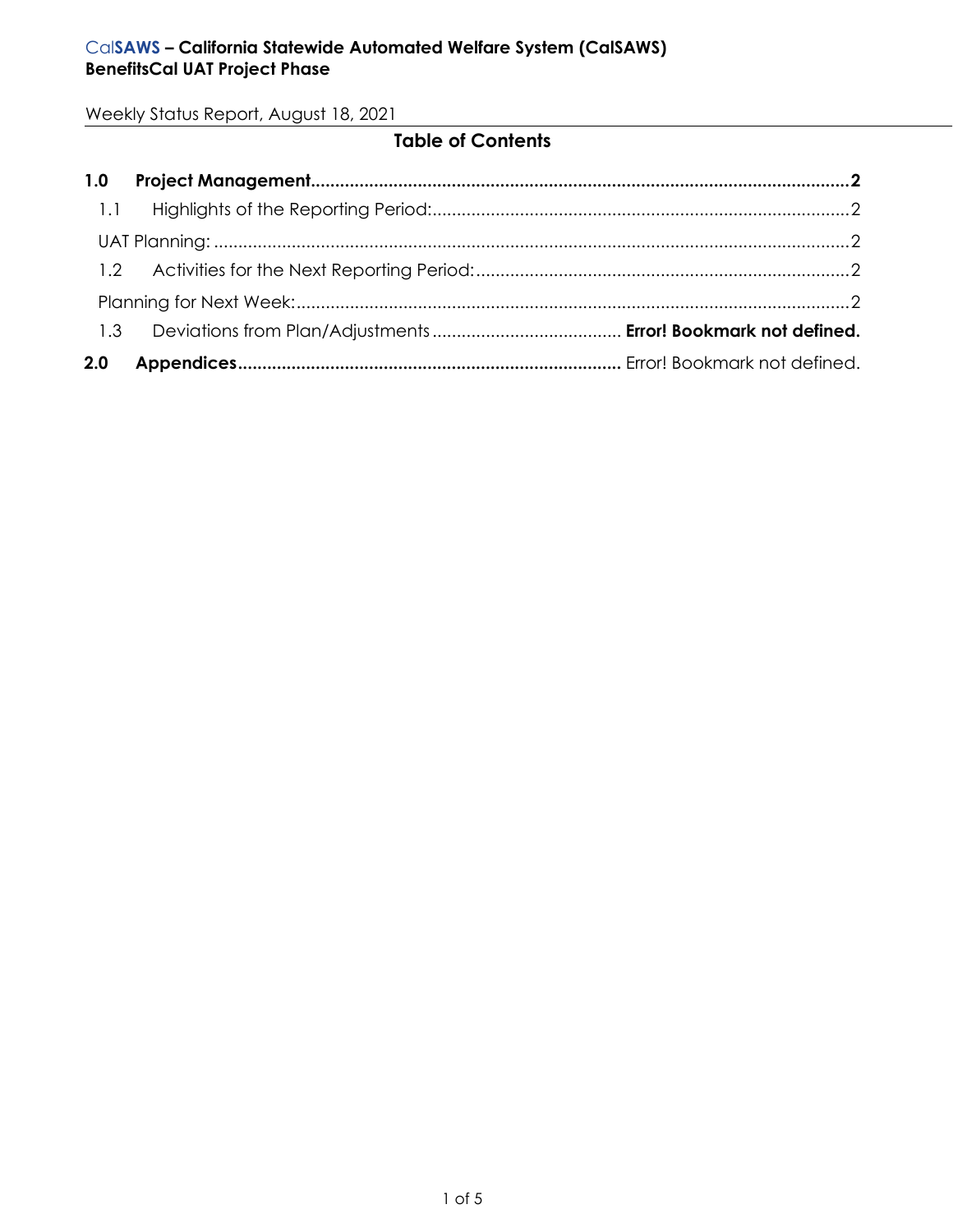Weekly Status Report, August 18, 2021

**Table of Contents**

**1.0 Project Management**...............................................................................................................**2**

1.1 Highlights of the Reporting Period:.....................................................................................2

UAT Planning: ..................................................................................................................................2

1.2 Activities for the Next Reporting Period:............................................................................2

Planning for Next Week:..................................................................................................................2

1.3 Deviations from Plan/Adjustments ...................................... **Error! Bookmark not defined.**

**2.0 Appendices**.............................................................................. Error! Bookmark not defined.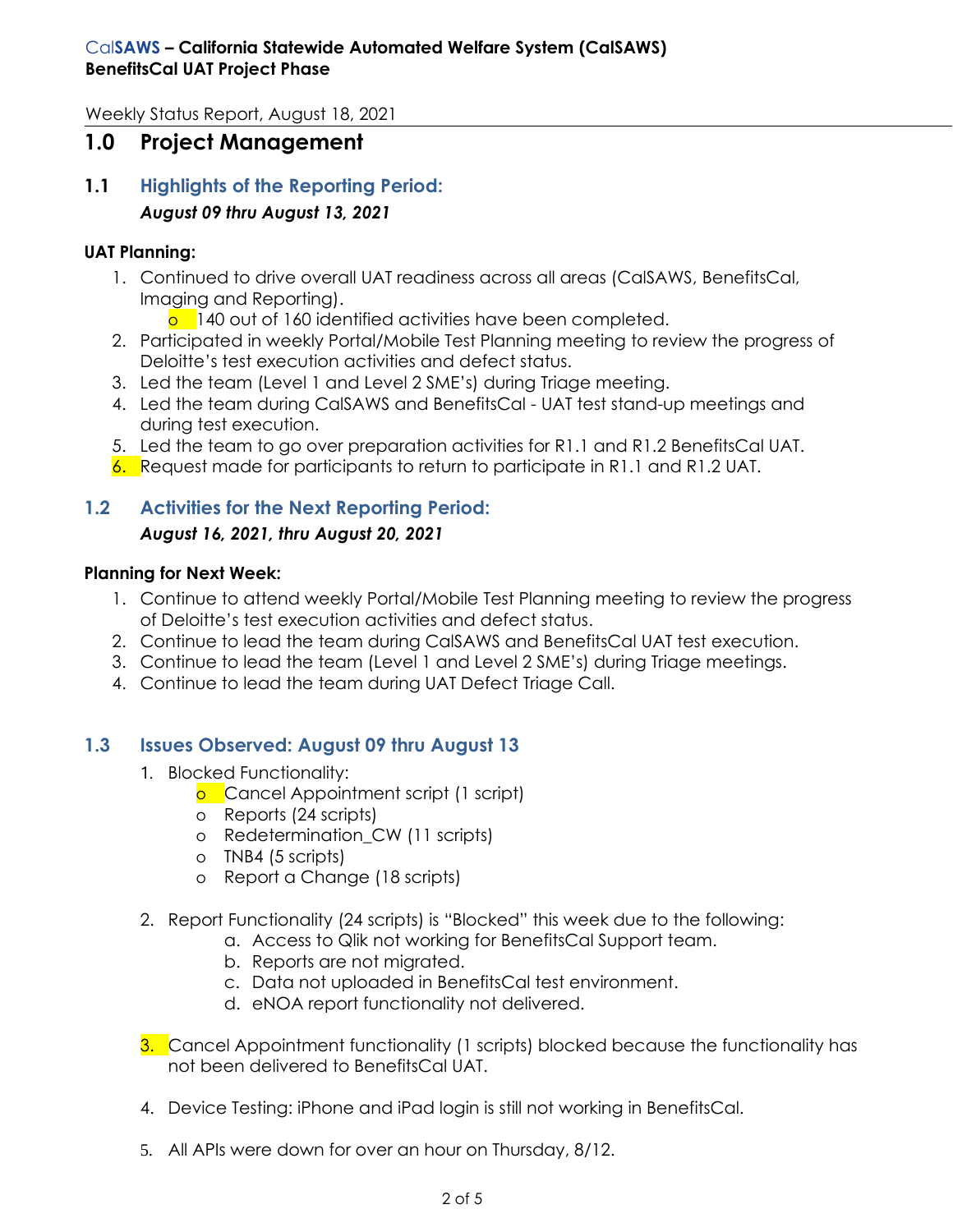CalSAWS – California Statewide Automated Welfare System (CalSAWS)
**BenefitsCal UAT Project Phase**

Weekly Status Report, August 18, 2021

# 1.0 Project Management

## 1.1 Highlights of the Reporting Period:

***August 09 thru August 13, 2021***

**UAT Planning:**

1. Continued to drive overall UAT readiness across all areas (CalSAWS, BenefitsCal, Imaging and Reporting).
   - 140 out of 160 identified activities have been completed.
2. Participated in weekly Portal/Mobile Test Planning meeting to review the progress of Deloitte's test execution activities and defect status.
3. Led the team (Level 1 and Level 2 SME's) during Triage meeting.
4. Led the team during CalSAWS and BenefitsCal - UAT test stand-up meetings and during test execution.
5. Led the team to go over preparation activities for R1.1 and R1.2 BenefitsCal UAT.
6. Request made for participants to return to participate in R1.1 and R1.2 UAT.

## 1.2 Activities for the Next Reporting Period:

***August 16, 2021, thru August 20, 2021***

**Planning for Next Week:**

1. Continue to attend weekly Portal/Mobile Test Planning meeting to review the progress of Deloitte's test execution activities and defect status.
2. Continue to lead the team during CalSAWS and BenefitsCal UAT test execution.
3. Continue to lead the team (Level 1 and Level 2 SME's) during Triage meetings.
4. Continue to lead the team during UAT Defect Triage Call.

## 1.3 Issues Observed: August 09 thru August 13

1. Blocked Functionality:
   - Cancel Appointment script (1 script)
   - Reports (24 scripts)
   - Redetermination_CW (11 scripts)
   - TNB4 (5 scripts)
   - Report a Change (18 scripts)

2. Report Functionality (24 scripts) is "Blocked" this week due to the following:
   a. Access to Qlik not working for BenefitsCal Support team.
   b. Reports are not migrated.
   c. Data not uploaded in BenefitsCal test environment.
   d. eNOA report functionality not delivered.

3. Cancel Appointment functionality (1 scripts) blocked because the functionality has not been delivered to BenefitsCal UAT.

4. Device Testing: iPhone and iPad login is still not working in BenefitsCal.

5. All APIs were down for over an hour on Thursday, 8/12.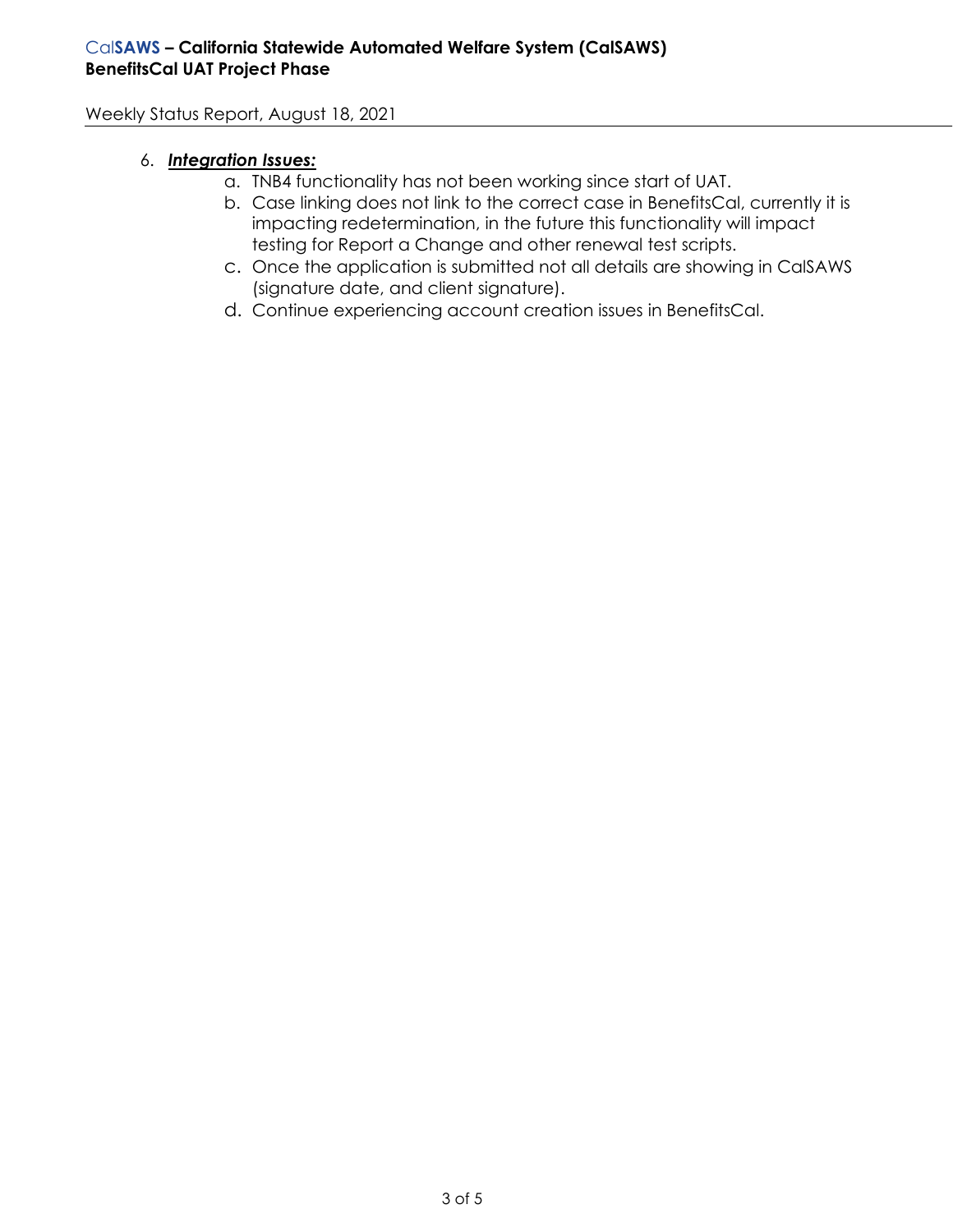6. ***Integration Issues:***
    a. TNB4 functionality has not been working since start of UAT.
    b. Case linking does not link to the correct case in BenefitsCal, currently it is impacting redetermination, in the future this functionality will impact testing for Report a Change and other renewal test scripts.
    c. Once the application is submitted not all details are showing in CalSAWS (signature date, and client signature).
    d. Continue experiencing account creation issues in BenefitsCal.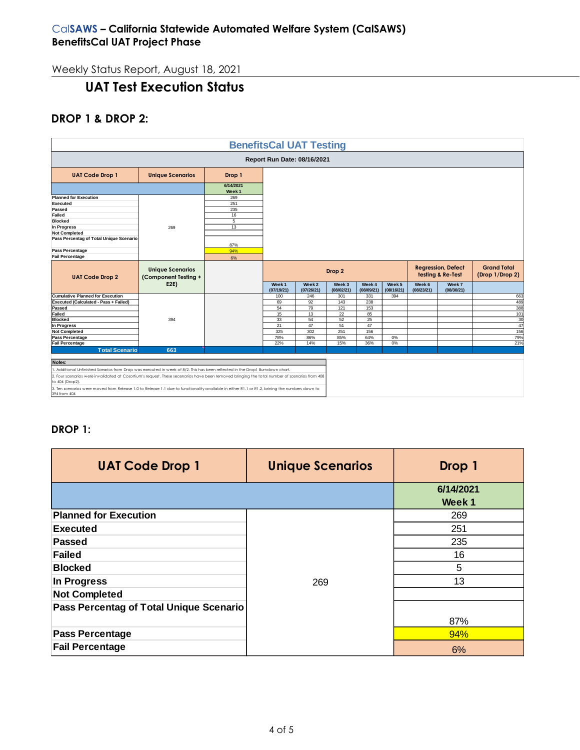# UAT Test Execution Status

## DROP 1 & DROP 2:

**BenefitsCal UAT Testing**

Report Run Date: 08/16/2021

| UAT Code Drop 1 | Unique Scenarios | Drop 1 |
|---|---|---|
| | | 6/14/2021 Week 1 |
| Planned for Execution | 269 | 269 |
| Executed | | 251 |
| Passed | | 235 |
| Failed | | 16 |
| Blocked | | 5 |
| In Progress | | 13 |
| Not Completed | | |
| Pass Percentag of Total Unique Scenario | | 87% |
| Pass Percentage | | 94% |
| Fail Percentage | | 6% |

| UAT Code Drop 2 | Unique Scenarios (Component Testing + E2E) | | Drop 2 | | | | | Regression, Defect testing & Re-Test | | Grand Total (Drop 1/Drop 2) |
|---|---|---|---|---|---|---|---|---|---|---|
| | | | Week 1 (07/19/21) | Week 2 (07/26/21) | Week 3 (08/02/21) | Week 4 (08/09/21) | Week 5 (08/16/21) | Week 6 (08/23/21) | Week 7 (08/30/21) | |
| Cumulative Planned for Execution | 394 | | 100 | 246 | 301 | 331 | 394 | | | 663 |
| Executed (Calculated - Pass + Failed) | | | 69 | 92 | 143 | 238 | | | | 489 |
| Passed | | | 54 | 79 | 121 | 153 | | | | 388 |
| Failed | | | 15 | 13 | 22 | 85 | | | | 101 |
| Blocked | | | 33 | 54 | 52 | 25 | | | | 30 |
| In Progress | | | 21 | 47 | 51 | 47 | | | | 47 |
| Not Completed | | | 325 | 302 | 251 | 156 | | | | 156 |
| Pass Percentage | | | 78% | 86% | 85% | 64% | 0% | | | 79% |
| Fail Percentage | | | 22% | 14% | 15% | 36% | 0% | | | 21% |
| Total Scenario | 663 | | | | | | | | | |

**Notes:**

1. Additional Unfinished Searios from Drop was executed in week of 8/2. This has been reflected in the Drop1 Burndown chart.
2. Four scenarios were invalidated at Cosortium's request. These secenarios have been removed bringing the total number of scenarios from 408 to 404 (Drop2).
3. Ten scenarios were moved from Release 1.0 to Release 1.1 due to functionality available in either R1.1 or R1.2, brining the numbers down to 394 from 404

## DROP 1:

| UAT Code Drop 1 | Unique Scenarios | Drop 1 |
|---|---|---|
| | | 6/14/2021 Week 1 |
| Planned for Execution | 269 | 269 |
| Executed | | 251 |
| Passed | | 235 |
| Failed | | 16 |
| Blocked | | 5 |
| In Progress | | 13 |
| Not Completed | | |
| Pass Percentag of Total Unique Scenario | | 87% |
| Pass Percentage | | 94% |
| Fail Percentage | | 6% |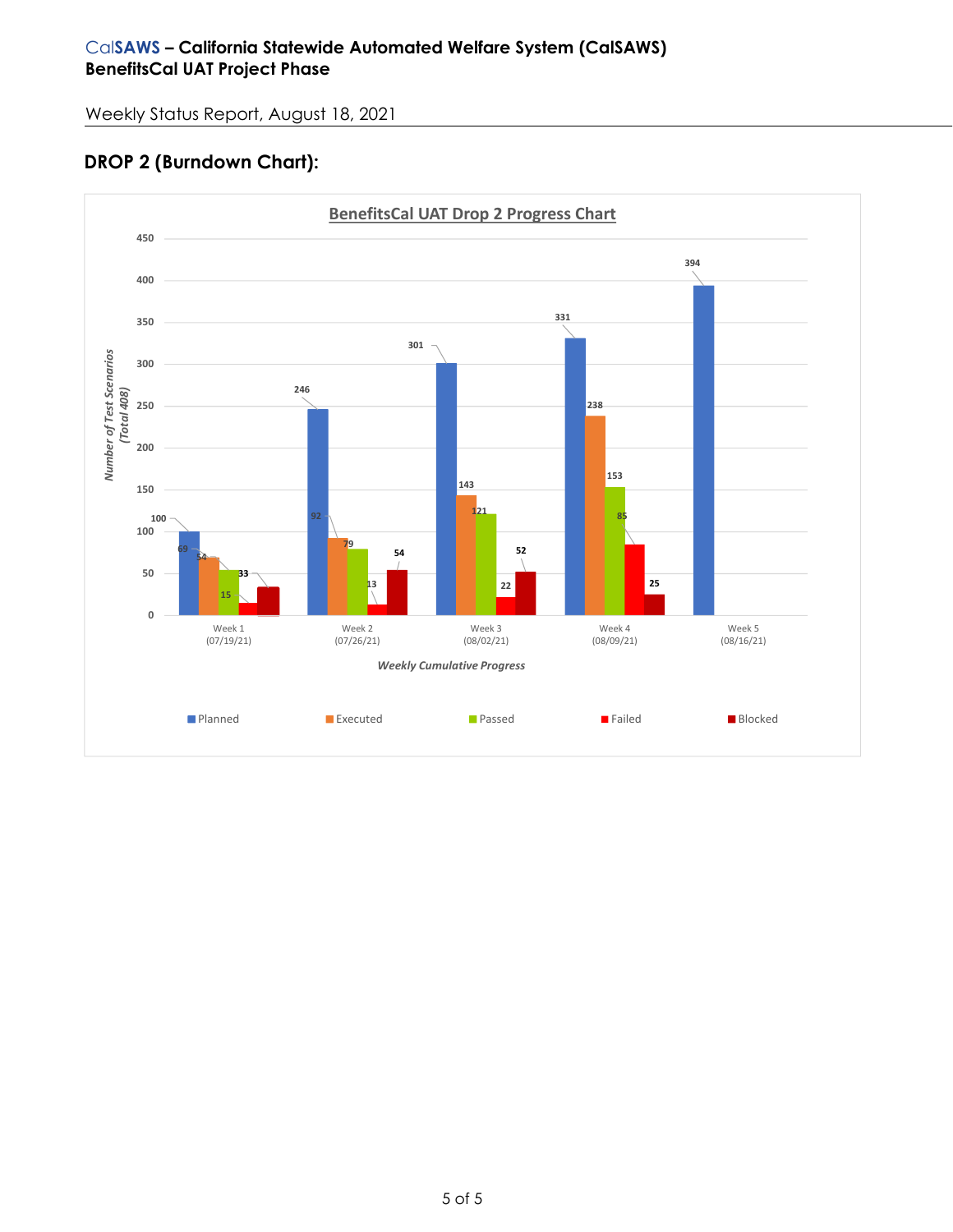## DROP 2 (Burndown Chart):

BenefitsCal UAT Drop 2 Progress Chart

Number of Test Scenarios (Total 408)

450
400
350
300
250
200
150
100
50
0

Week 1 (07/19/21): 100, 69, 54, 15, 33

Week 2 (07/26/21): 246, 92, 79, 13, 54

Week 3 (08/02/21): 301, 143, 121, 22, 52

Week 4 (08/09/21): 331, 238, 153, 85, 25

Week 5 (08/16/21): 394

Weekly Cumulative Progress

Planned Executed Passed Failed Blocked